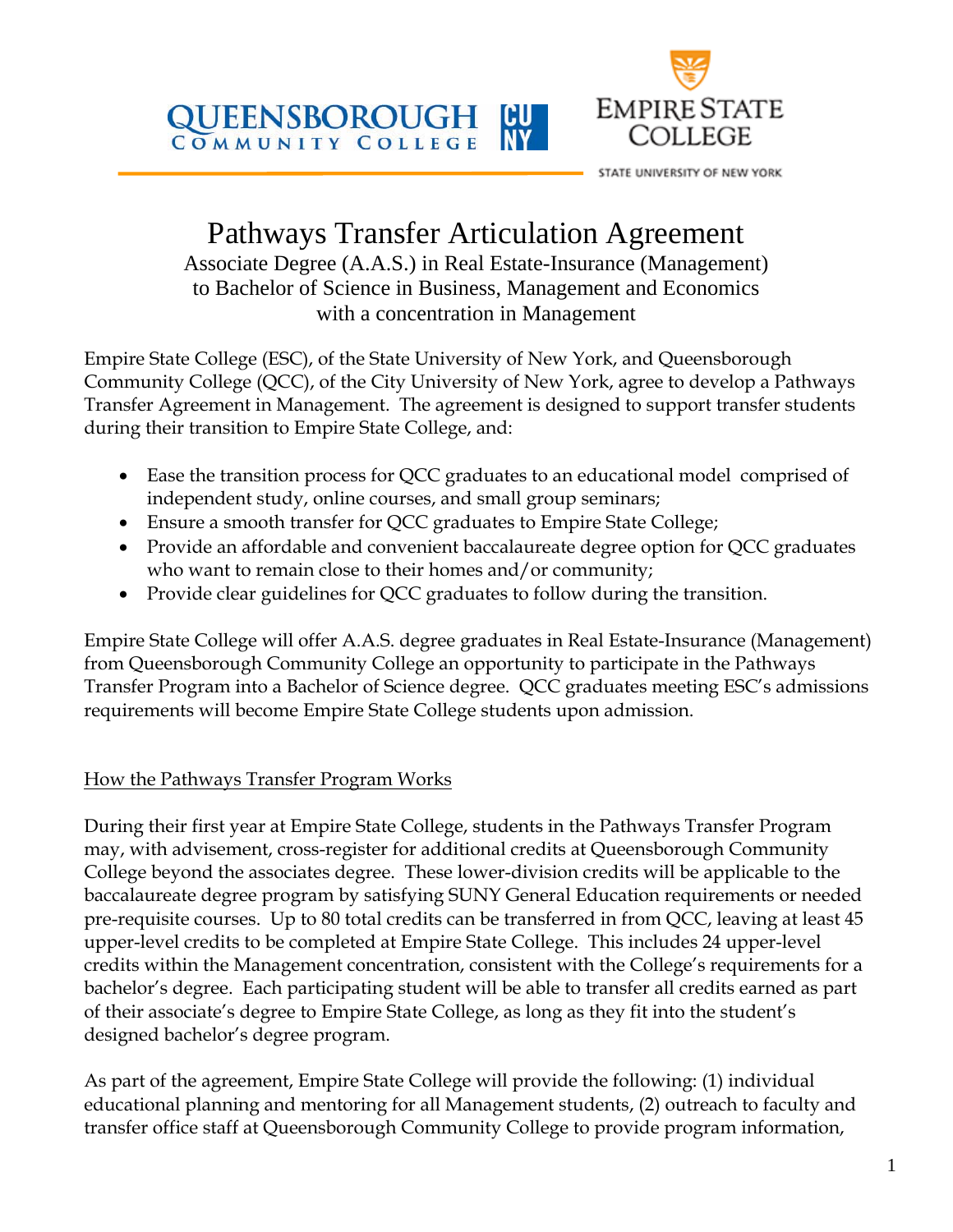QUEENSBOROUGH COMMUNITY COLLEGE CUNY

EMPIRE STATE COLLEGE

STATE UNIVERSITY OF NEW YORK

# Pathways Transfer Articulation Agreement

Associate Degree (A.A.S.) in Real Estate-Insurance (Management)
to Bachelor of Science in Business, Management and Economics
with a concentration in Management

Empire State College (ESC), of the State University of New York, and Queensborough Community College (QCC), of the City University of New York, agree to develop a Pathways Transfer Agreement in Management. The agreement is designed to support transfer students during their transition to Empire State College, and:

- Ease the transition process for QCC graduates to an educational model comprised of independent study, online courses, and small group seminars;
- Ensure a smooth transfer for QCC graduates to Empire State College;
- Provide an affordable and convenient baccalaureate degree option for QCC graduates who want to remain close to their homes and/or community;
- Provide clear guidelines for QCC graduates to follow during the transition.

Empire State College will offer A.A.S. degree graduates in Real Estate-Insurance (Management) from Queensborough Community College an opportunity to participate in the Pathways Transfer Program into a Bachelor of Science degree. QCC graduates meeting ESC's admissions requirements will become Empire State College students upon admission.

## How the Pathways Transfer Program Works

During their first year at Empire State College, students in the Pathways Transfer Program may, with advisement, cross-register for additional credits at Queensborough Community College beyond the associates degree. These lower-division credits will be applicable to the baccalaureate degree program by satisfying SUNY General Education requirements or needed pre-requisite courses. Up to 80 total credits can be transferred in from QCC, leaving at least 45 upper-level credits to be completed at Empire State College. This includes 24 upper-level credits within the Management concentration, consistent with the College's requirements for a bachelor's degree. Each participating student will be able to transfer all credits earned as part of their associate's degree to Empire State College, as long as they fit into the student's designed bachelor's degree program.

As part of the agreement, Empire State College will provide the following: (1) individual educational planning and mentoring for all Management students, (2) outreach to faculty and transfer office staff at Queensborough Community College to provide program information,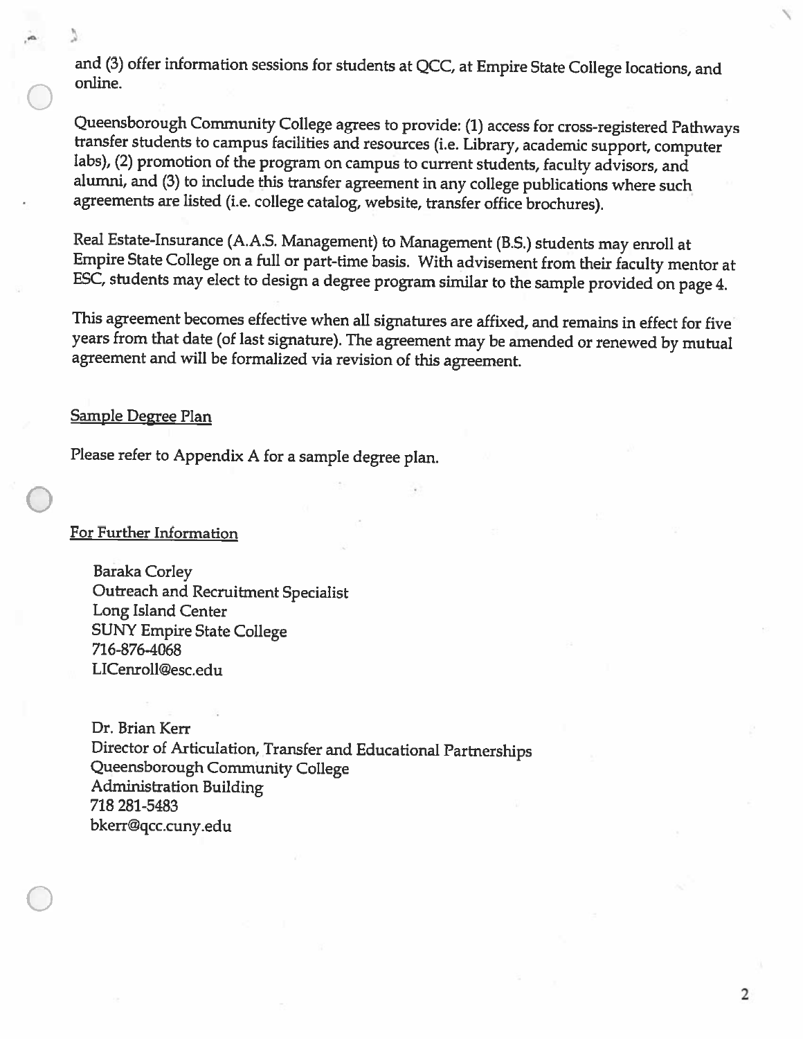and (3) offer information sessions for students at QCC, at Empire State College locations, and online.

Queensborough Community College agrees to provide: (1) access for cross-registered Pathways transfer students to campus facilities and resources (i.e. Library, academic support, computer labs), (2) promotion of the program on campus to current students, faculty advisors, and alumni, and (3) to include this transfer agreement in any college publications where such agreements are listed (i.e. college catalog, website, transfer office brochures).

Real Estate-Insurance (A.A.S. Management) to Management (B.S.) students may enroll at Empire State College on a full or part-time basis. With advisement from their faculty mentor at ESC, students may elect to design a degree program similar to the sample provided on page 4.

This agreement becomes effective when all signatures are affixed, and remains in effect for five years from that date (of last signature). The agreement may be amended or renewed by mutual agreement and will be formalized via revision of this agreement.

## Sample Degree Plan

Please refer to Appendix A for a sample degree plan.

## For Further Information

Baraka Corley
Outreach and Recruitment Specialist
Long Island Center
SUNY Empire State College
716-876-4068
LICenroll@esc.edu

Dr. Brian Kerr
Director of Articulation, Transfer and Educational Partnerships
Queensborough Community College
Administration Building
718 281-5483
bkerr@qcc.cuny.edu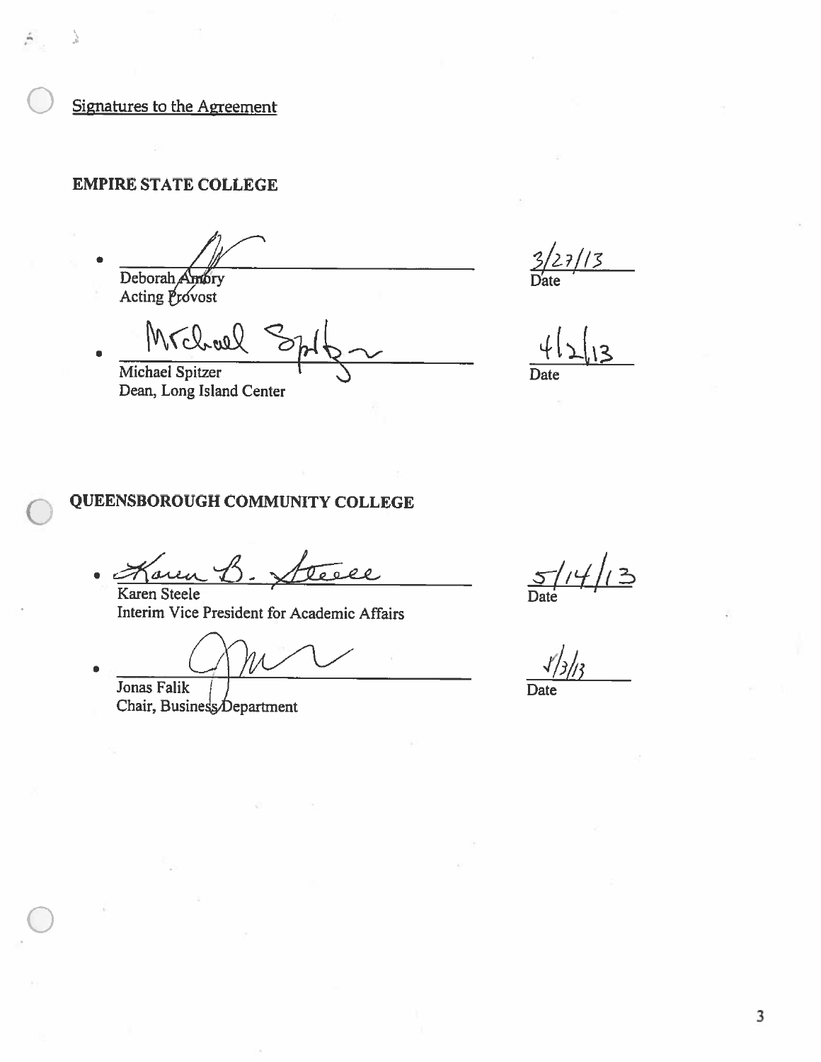Signatures to the Agreement

**EMPIRE STATE COLLEGE**

- ______________________________ 3/27/13
  Deborah Amory — Date
  Acting Provost

- Michael Spitzer ______________________________ 4/2/13
  Michael Spitzer — Date
  Dean, Long Island Center

**QUEENSBOROUGH COMMUNITY COLLEGE**

- Karen B. Steele ______________________________ 5/14/13
  Karen Steele — Date
  Interim Vice President for Academic Affairs

- ______________________________ 5/3/13
  Jonas Falik — Date
  Chair, Business Department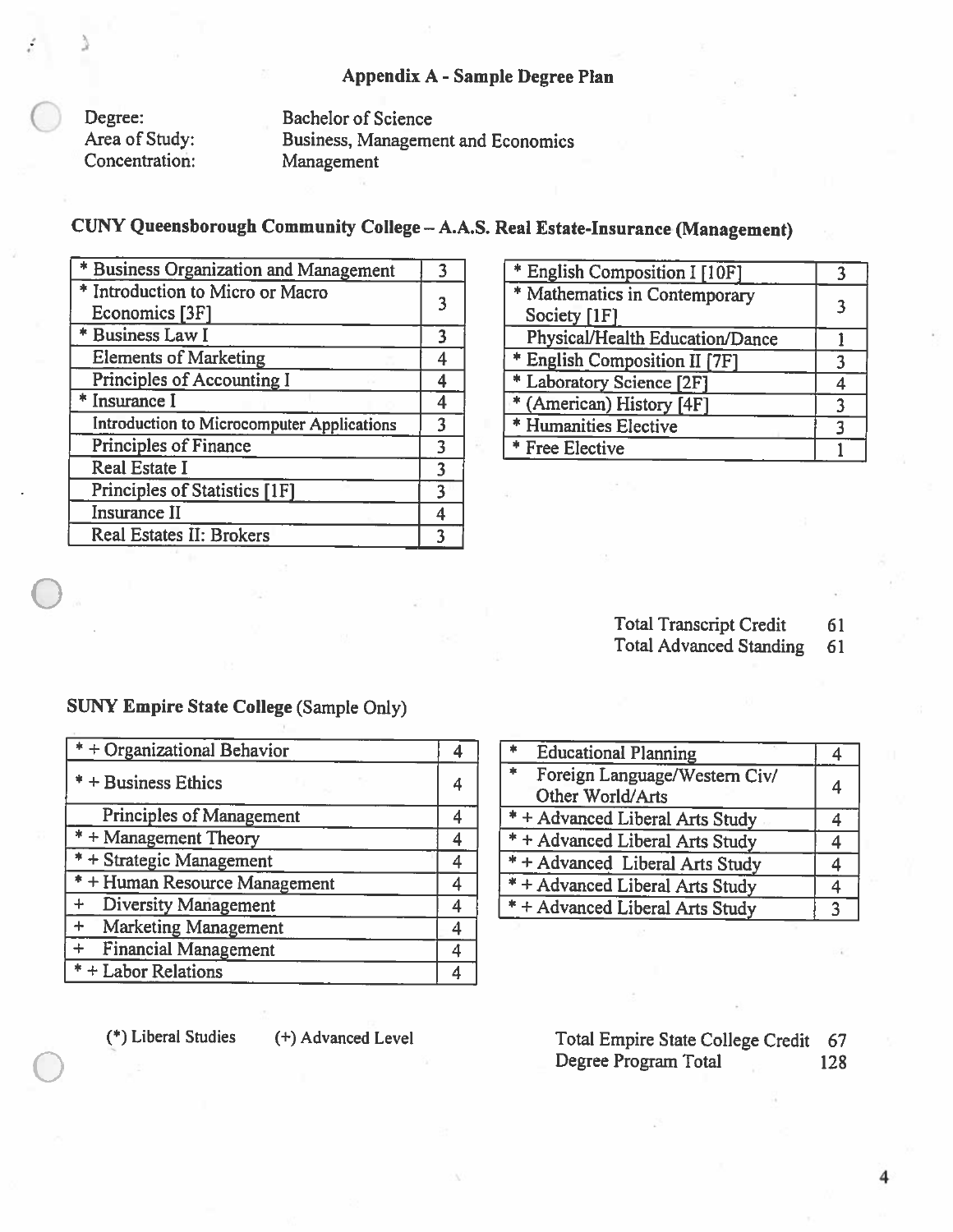## Appendix A - Sample Degree Plan

Degree: Bachelor of Science
Area of Study: Business, Management and Economics
Concentration: Management

### CUNY Queensborough Community College – A.A.S. Real Estate-Insurance (Management)

| Course | Credits |
|---|---|
| * Business Organization and Management | 3 |
| * Introduction to Micro or Macro Economics [3F] | 3 |
| * Business Law I | 3 |
| Elements of Marketing | 4 |
| Principles of Accounting I | 4 |
| * Insurance I | 4 |
| Introduction to Microcomputer Applications | 3 |
| Principles of Finance | 3 |
| Real Estate I | 3 |
| Principles of Statistics [1F] | 3 |
| Insurance II | 4 |
| Real Estates II: Brokers | 3 |

| Course | Credits |
|---|---|
| * English Composition I [10F] | 3 |
| * Mathematics in Contemporary Society [1F] | 3 |
| Physical/Health Education/Dance | 1 |
| * English Composition II [7F] | 3 |
| * Laboratory Science [2F] | 4 |
| * (American) History [4F] | 3 |
| * Humanities Elective | 3 |
| * Free Elective | 1 |

Total Transcript Credit 61
Total Advanced Standing 61

### SUNY Empire State College (Sample Only)

| Course | Credits |
|---|---|
| * + Organizational Behavior | 4 |
| * + Business Ethics | 4 |
| Principles of Management | 4 |
| * + Management Theory | 4 |
| * + Strategic Management | 4 |
| * + Human Resource Management | 4 |
| + Diversity Management | 4 |
| + Marketing Management | 4 |
| + Financial Management | 4 |
| * + Labor Relations | 4 |

| Course | Credits |
|---|---|
| * Educational Planning | 4 |
| * Foreign Language/Western Civ/ Other World/Arts | 4 |
| * + Advanced Liberal Arts Study | 4 |
| * + Advanced Liberal Arts Study | 4 |
| * + Advanced Liberal Arts Study | 4 |
| * + Advanced Liberal Arts Study | 4 |
| * + Advanced Liberal Arts Study | 3 |

(*) Liberal Studies (+) Advanced Level

Total Empire State College Credit 67
Degree Program Total 128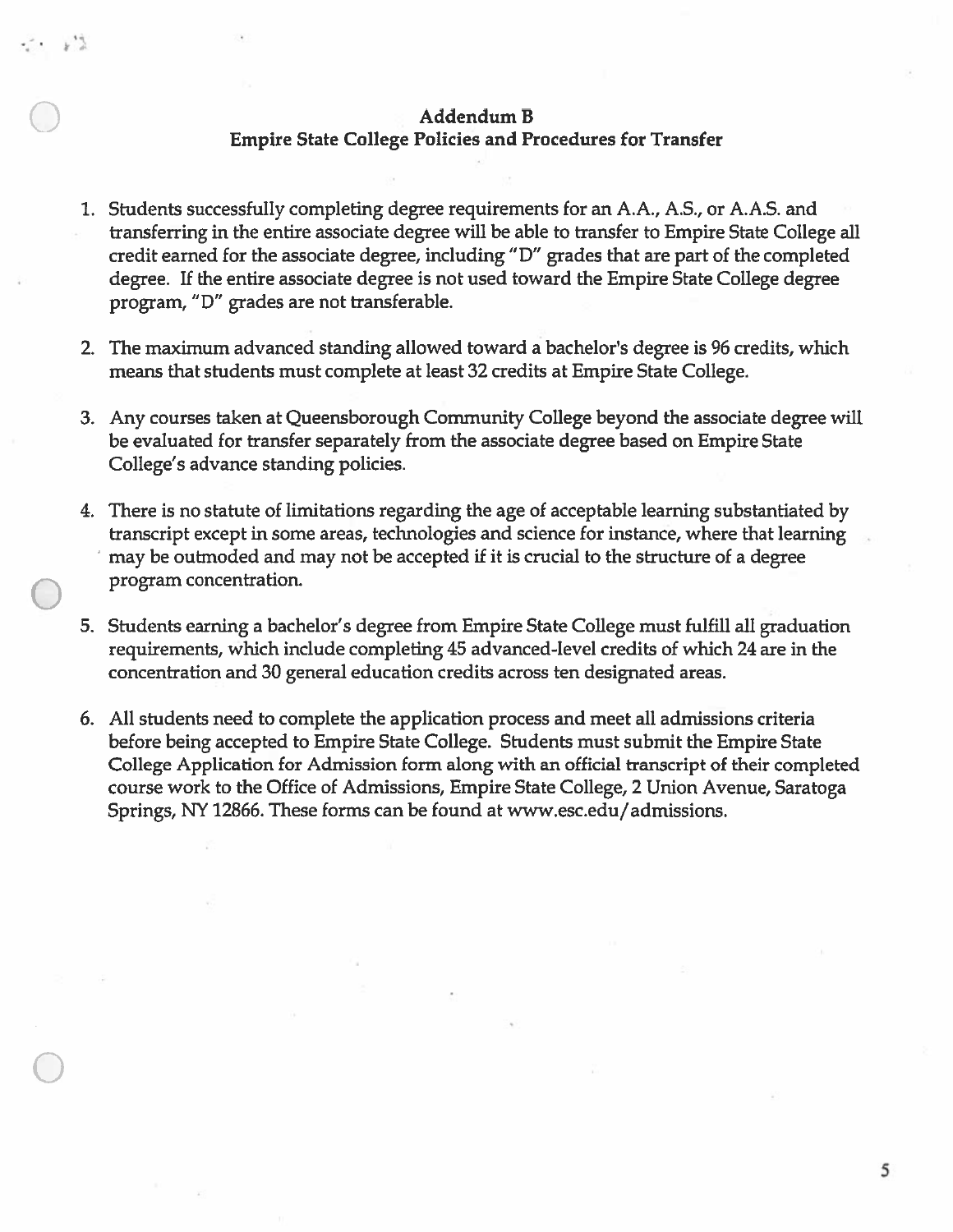## Addendum B
## Empire State College Policies and Procedures for Transfer

1. Students successfully completing degree requirements for an A.A., A.S., or A.A.S. and transferring in the entire associate degree will be able to transfer to Empire State College all credit earned for the associate degree, including "D" grades that are part of the completed degree. If the entire associate degree is not used toward the Empire State College degree program, "D" grades are not transferable.

2. The maximum advanced standing allowed toward a bachelor's degree is 96 credits, which means that students must complete at least 32 credits at Empire State College.

3. Any courses taken at Queensborough Community College beyond the associate degree will be evaluated for transfer separately from the associate degree based on Empire State College's advance standing policies.

4. There is no statute of limitations regarding the age of acceptable learning substantiated by transcript except in some areas, technologies and science for instance, where that learning may be outmoded and may not be accepted if it is crucial to the structure of a degree program concentration.

5. Students earning a bachelor's degree from Empire State College must fulfill all graduation requirements, which include completing 45 advanced-level credits of which 24 are in the concentration and 30 general education credits across ten designated areas.

6. All students need to complete the application process and meet all admissions criteria before being accepted to Empire State College. Students must submit the Empire State College Application for Admission form along with an official transcript of their completed course work to the Office of Admissions, Empire State College, 2 Union Avenue, Saratoga Springs, NY 12866. These forms can be found at www.esc.edu/admissions.